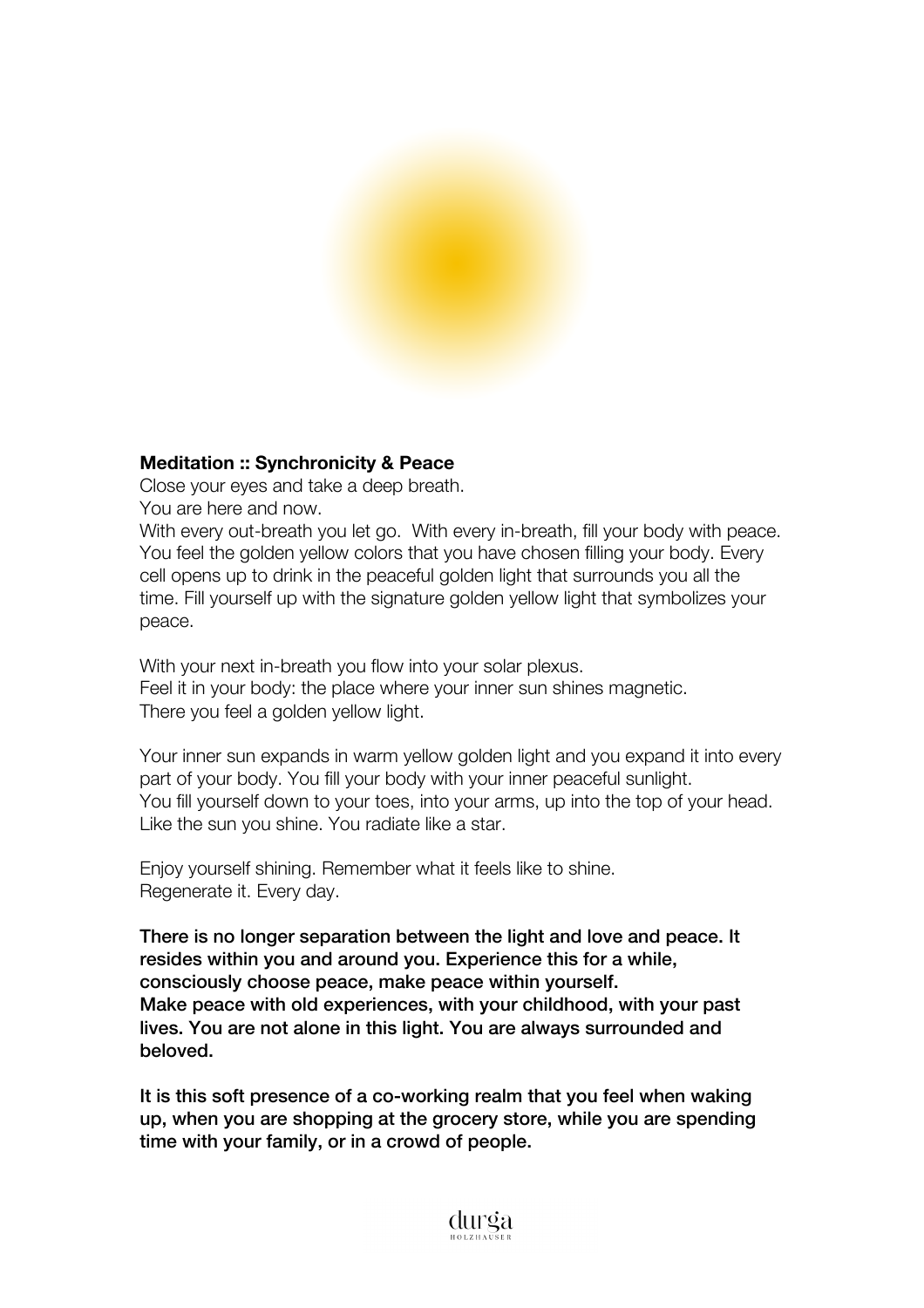**Meditation :: Synchronicity & Peace**

Close your eyes and take a deep breath.
You are here and now.
With every out-breath you let go. With every in-breath, fill your body with peace. You feel the golden yellow colors that you have chosen filling your body. Every cell opens up to drink in the peaceful golden light that surrounds you all the time. Fill yourself up with the signature golden yellow light that symbolizes your peace.

With your next in-breath you flow into your solar plexus.
Feel it in your body: the place where your inner sun shines magnetic.
There you feel a golden yellow light.

Your inner sun expands in warm yellow golden light and you expand it into every part of your body. You fill your body with your inner peaceful sunlight.
You fill yourself down to your toes, into your arms, up into the top of your head.
Like the sun you shine. You radiate like a star.

Enjoy yourself shining. Remember what it feels like to shine.
Regenerate it. Every day.

**There is no longer separation between the light and love and peace. It resides within you and around you. Experience this for a while, consciously choose peace, make peace within yourself.**
**Make peace with old experiences, with your childhood, with your past lives. You are not alone in this light. You are always surrounded and beloved.**

**It is this soft presence of a co-working realm that you feel when waking up, when you are shopping at the grocery store, while you are spending time with your family, or in a crowd of people.**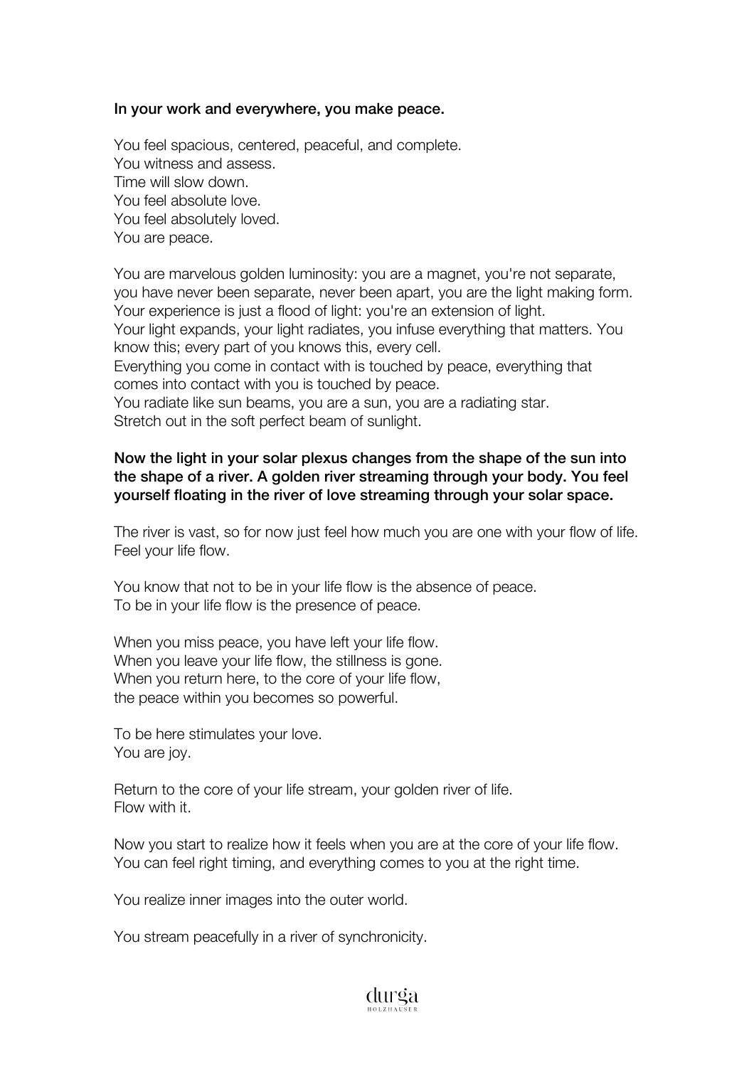**In your work and everywhere, you make peace.**

You feel spacious, centered, peaceful, and complete.
You witness and assess.
Time will slow down.
You feel absolute love.
You feel absolutely loved.
You are peace.

You are marvelous golden luminosity: you are a magnet, you're not separate, you have never been separate, never been apart, you are the light making form.
Your experience is just a flood of light: you're an extension of light.
Your light expands, your light radiates, you infuse everything that matters. You know this; every part of you knows this, every cell.
Everything you come in contact with is touched by peace, everything that comes into contact with you is touched by peace.
You radiate like sun beams, you are a sun, you are a radiating star.
Stretch out in the soft perfect beam of sunlight.

**Now the light in your solar plexus changes from the shape of the sun into the shape of a river. A golden river streaming through your body. You feel yourself floating in the river of love streaming through your solar space.**

The river is vast, so for now just feel how much you are one with your flow of life.
Feel your life flow.

You know that not to be in your life flow is the absence of peace.
To be in your life flow is the presence of peace.

When you miss peace, you have left your life flow.
When you leave your life flow, the stillness is gone.
When you return here, to the core of your life flow,
the peace within you becomes so powerful.

To be here stimulates your love.
You are joy.

Return to the core of your life stream, your golden river of life.
Flow with it.

Now you start to realize how it feels when you are at the core of your life flow.
You can feel right timing, and everything comes to you at the right time.

You realize inner images into the outer world.

You stream peacefully in a river of synchronicity.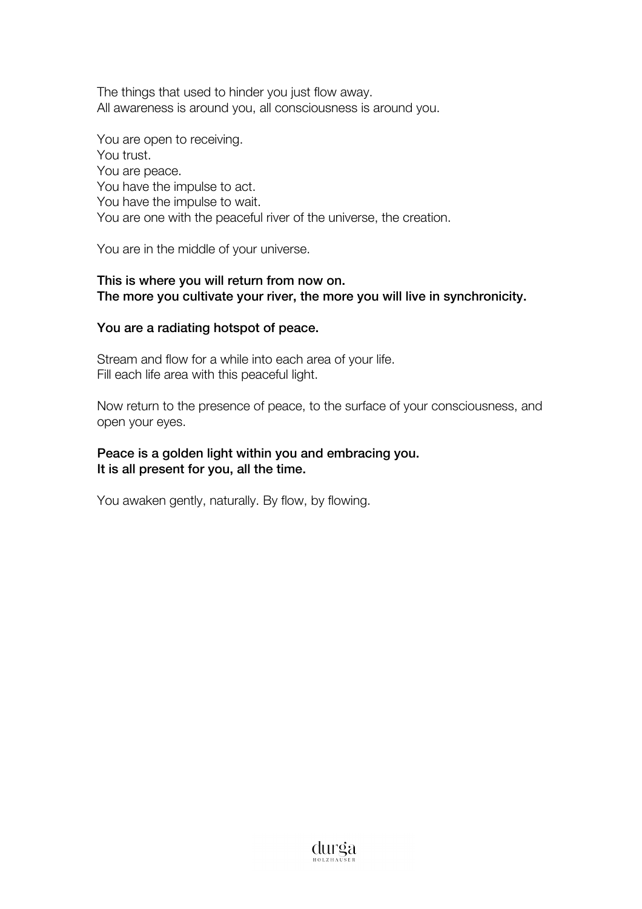The things that used to hinder you just flow away.
All awareness is around you, all consciousness is around you.

You are open to receiving.
You trust.
You are peace.
You have the impulse to act.
You have the impulse to wait.
You are one with the peaceful river of the universe, the creation.

You are in the middle of your universe.

**This is where you will return from now on.**
**The more you cultivate your river, the more you will live in synchronicity.**

**You are a radiating hotspot of peace.**

Stream and flow for a while into each area of your life.
Fill each life area with this peaceful light.

Now return to the presence of peace, to the surface of your consciousness, and open your eyes.

**Peace is a golden light within you and embracing you.**
**It is all present for you, all the time.**

You awaken gently, naturally. By flow, by flowing.